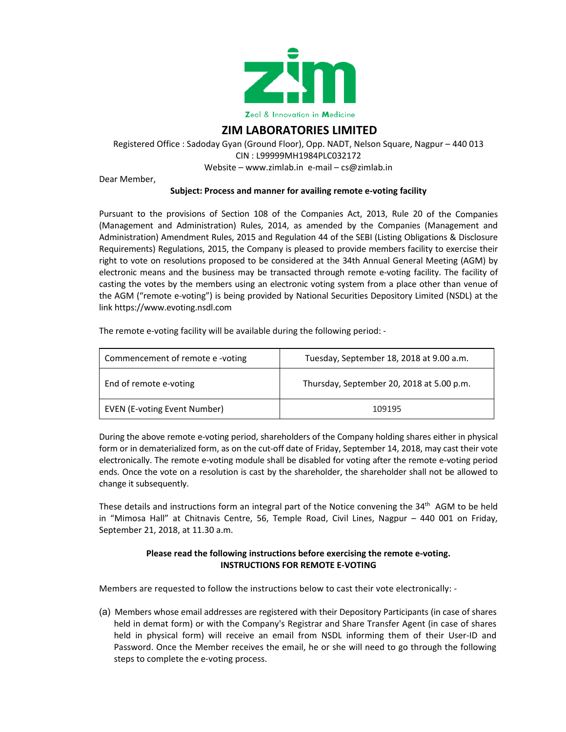Zeal & Innovation in Medicine

# ZIM LABORATORIES LIMITED

Registered Office : Sadoday Gyan (Ground Floor), Opp. NADT, Nelson Square, Nagpur – 440 013
CIN : L99999MH1984PLC032172
Website – www.zimlab.in e-mail – cs@zimlab.in

Dear Member,

**Subject: Process and manner for availing remote e-voting facility**

Pursuant to the provisions of Section 108 of the Companies Act, 2013, Rule 20 of the Companies (Management and Administration) Rules, 2014, as amended by the Companies (Management and Administration) Amendment Rules, 2015 and Regulation 44 of the SEBI (Listing Obligations & Disclosure Requirements) Regulations, 2015, the Company is pleased to provide members facility to exercise their right to vote on resolutions proposed to be considered at the 34th Annual General Meeting (AGM) by electronic means and the business may be transacted through remote e-voting facility. The facility of casting the votes by the members using an electronic voting system from a place other than venue of the AGM ("remote e-voting") is being provided by National Securities Depository Limited (NSDL) at the link https://www.evoting.nsdl.com

The remote e-voting facility will be available during the following period: -

| Commencement of remote e -voting | Tuesday, September 18, 2018 at 9.00 a.m. |
|---|---|
| End of remote e-voting | Thursday, September 20, 2018 at 5.00 p.m. |
| EVEN (E-voting Event Number) | 109195 |

During the above remote e-voting period, shareholders of the Company holding shares either in physical form or in dematerialized form, as on the cut-off date of Friday, September 14, 2018, may cast their vote electronically. The remote e-voting module shall be disabled for voting after the remote e-voting period ends. Once the vote on a resolution is cast by the shareholder, the shareholder shall not be allowed to change it subsequently.

These details and instructions form an integral part of the Notice convening the 34th AGM to be held in "Mimosa Hall" at Chitnavis Centre, 56, Temple Road, Civil Lines, Nagpur – 440 001 on Friday, September 21, 2018, at 11.30 a.m.

**Please read the following instructions before exercising the remote e-voting.**
**INSTRUCTIONS FOR REMOTE E-VOTING**

Members are requested to follow the instructions below to cast their vote electronically: -

(a) Members whose email addresses are registered with their Depository Participants (in case of shares held in demat form) or with the Company's Registrar and Share Transfer Agent (in case of shares held in physical form) will receive an email from NSDL informing them of their User-ID and Password. Once the Member receives the email, he or she will need to go through the following steps to complete the e-voting process.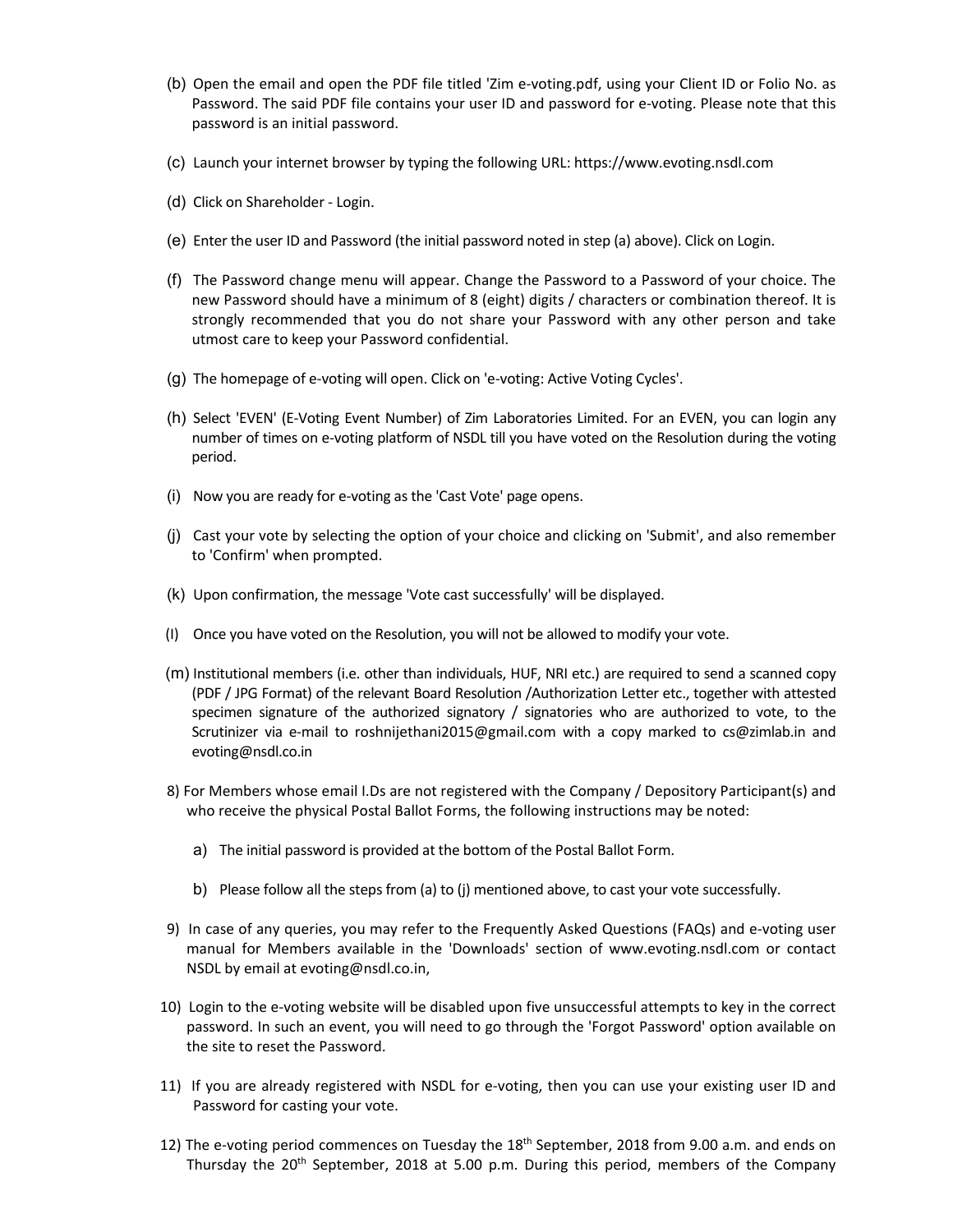(b) Open the email and open the PDF file titled 'Zim e-voting.pdf, using your Client ID or Folio No. as Password. The said PDF file contains your user ID and password for e-voting. Please note that this password is an initial password.

(c) Launch your internet browser by typing the following URL: https://www.evoting.nsdl.com

(d) Click on Shareholder - Login.

(e) Enter the user ID and Password (the initial password noted in step (a) above). Click on Login.

(f) The Password change menu will appear. Change the Password to a Password of your choice. The new Password should have a minimum of 8 (eight) digits / characters or combination thereof. It is strongly recommended that you do not share your Password with any other person and take utmost care to keep your Password confidential.

(g) The homepage of e-voting will open. Click on 'e-voting: Active Voting Cycles'.

(h) Select 'EVEN' (E-Voting Event Number) of Zim Laboratories Limited. For an EVEN, you can login any number of times on e-voting platform of NSDL till you have voted on the Resolution during the voting period.

(i) Now you are ready for e-voting as the 'Cast Vote' page opens.

(j) Cast your vote by selecting the option of your choice and clicking on 'Submit', and also remember to 'Confirm' when prompted.

(k) Upon confirmation, the message 'Vote cast successfully' will be displayed.

(l) Once you have voted on the Resolution, you will not be allowed to modify your vote.

(m) Institutional members (i.e. other than individuals, HUF, NRI etc.) are required to send a scanned copy (PDF / JPG Format) of the relevant Board Resolution /Authorization Letter etc., together with attested specimen signature of the authorized signatory / signatories who are authorized to vote, to the Scrutinizer via e-mail to roshnijethani2015@gmail.com with a copy marked to cs@zimlab.in and evoting@nsdl.co.in

8) For Members whose email I.Ds are not registered with the Company / Depository Participant(s) and who receive the physical Postal Ballot Forms, the following instructions may be noted:

   a) The initial password is provided at the bottom of the Postal Ballot Form.

   b) Please follow all the steps from (a) to (j) mentioned above, to cast your vote successfully.

9) In case of any queries, you may refer to the Frequently Asked Questions (FAQs) and e-voting user manual for Members available in the 'Downloads' section of www.evoting.nsdl.com or contact NSDL by email at evoting@nsdl.co.in,

10) Login to the e-voting website will be disabled upon five unsuccessful attempts to key in the correct password. In such an event, you will need to go through the 'Forgot Password' option available on the site to reset the Password.

11) If you are already registered with NSDL for e-voting, then you can use your existing user ID and Password for casting your vote.

12) The e-voting period commences on Tuesday the 18th September, 2018 from 9.00 a.m. and ends on Thursday the 20th September, 2018 at 5.00 p.m. During this period, members of the Company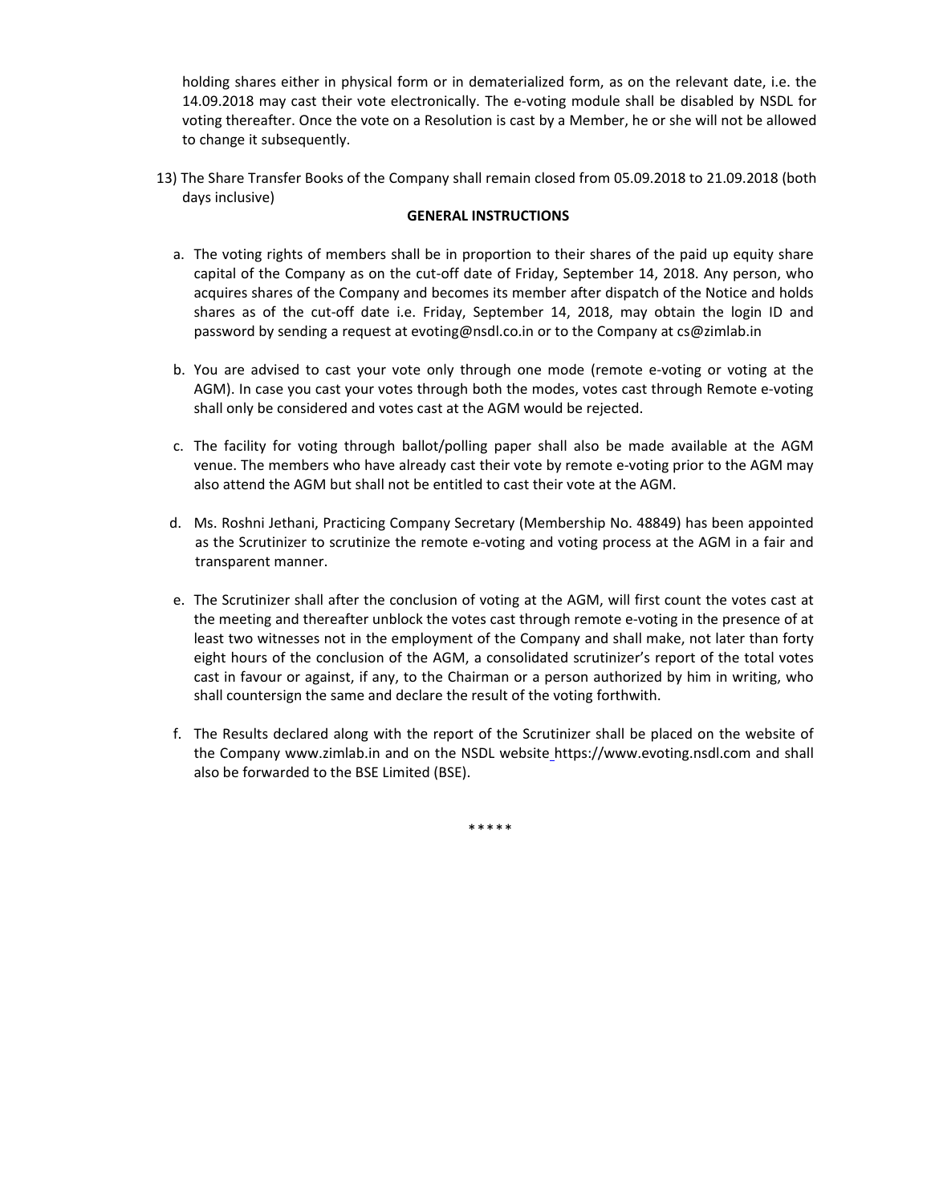holding shares either in physical form or in dematerialized form, as on the relevant date, i.e. the 14.09.2018 may cast their vote electronically. The e-voting module shall be disabled by NSDL for voting thereafter. Once the vote on a Resolution is cast by a Member, he or she will not be allowed to change it subsequently.

13) The Share Transfer Books of the Company shall remain closed from 05.09.2018 to 21.09.2018 (both days inclusive)

**GENERAL INSTRUCTIONS**

a. The voting rights of members shall be in proportion to their shares of the paid up equity share capital of the Company as on the cut-off date of Friday, September 14, 2018. Any person, who acquires shares of the Company and becomes its member after dispatch of the Notice and holds shares as of the cut-off date i.e. Friday, September 14, 2018, may obtain the login ID and password by sending a request at evoting@nsdl.co.in or to the Company at cs@zimlab.in

b. You are advised to cast your vote only through one mode (remote e-voting or voting at the AGM). In case you cast your votes through both the modes, votes cast through Remote e-voting shall only be considered and votes cast at the AGM would be rejected.

c. The facility for voting through ballot/polling paper shall also be made available at the AGM venue. The members who have already cast their vote by remote e-voting prior to the AGM may also attend the AGM but shall not be entitled to cast their vote at the AGM.

d. Ms. Roshni Jethani, Practicing Company Secretary (Membership No. 48849) has been appointed as the Scrutinizer to scrutinize the remote e-voting and voting process at the AGM in a fair and transparent manner.

e. The Scrutinizer shall after the conclusion of voting at the AGM, will first count the votes cast at the meeting and thereafter unblock the votes cast through remote e-voting in the presence of at least two witnesses not in the employment of the Company and shall make, not later than forty eight hours of the conclusion of the AGM, a consolidated scrutinizer's report of the total votes cast in favour or against, if any, to the Chairman or a person authorized by him in writing, who shall countersign the same and declare the result of the voting forthwith.

f. The Results declared along with the report of the Scrutinizer shall be placed on the website of the Company www.zimlab.in and on the NSDL website https://www.evoting.nsdl.com and shall also be forwarded to the BSE Limited (BSE).

\*\*\*\*\*